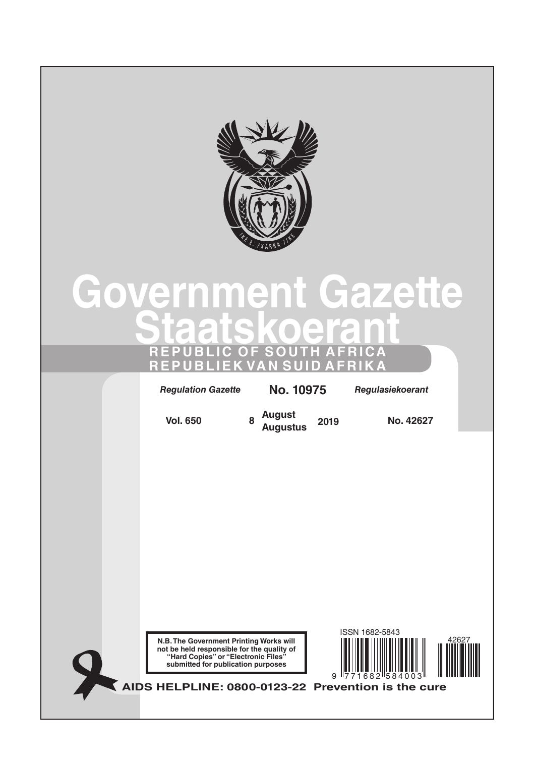# Government Gazette
# Staatskoerant

**REPUBLIC OF SOUTH AFRICA**
**REPUBLIEK VAN SUID AFRIKA**

| *Regulation Gazette* | **No. 10975** | *Regulasiekoerant* |
|---|---|---|
| **Vol. 650** | **8 August Augustus 2019** | **No. 42627** |

**N.B. The Government Printing Works will not be held responsible for the quality of "Hard Copies" or "Electronic Files" submitted for publication purposes**

ISSN 1682-5843

**AIDS HELPLINE: 0800-0123-22 Prevention is the cure**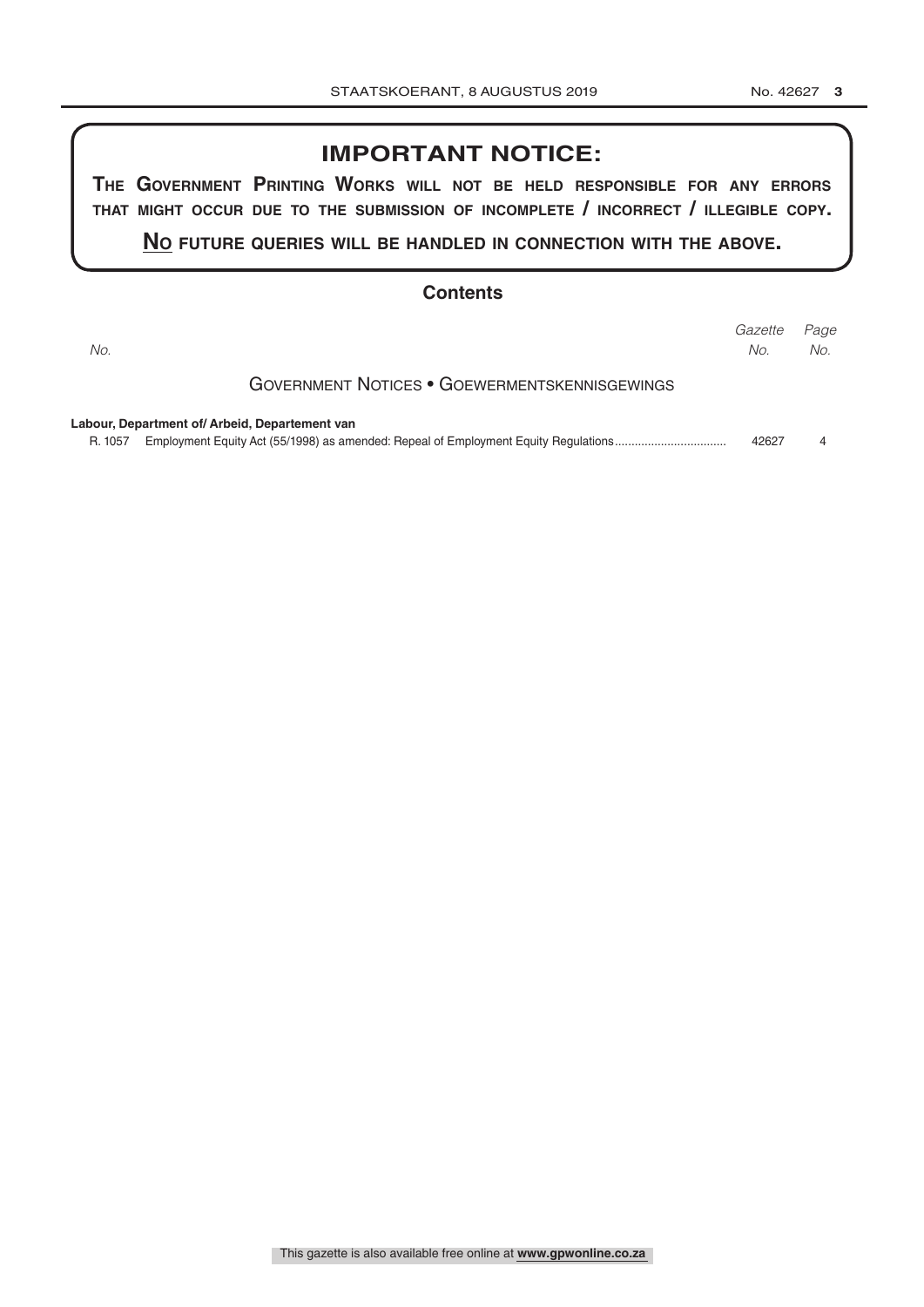## IMPORTANT NOTICE:

**THE GOVERNMENT PRINTING WORKS WILL NOT BE HELD RESPONSIBLE FOR ANY ERRORS THAT MIGHT OCCUR DUE TO THE SUBMISSION OF INCOMPLETE / INCORRECT / ILLEGIBLE COPY.**

**NO FUTURE QUERIES WILL BE HANDLED IN CONNECTION WITH THE ABOVE.**

## Contents

| No. | | Gazette No. | Page No. |
|---|---|---|---|
| | GOVERNMENT NOTICES • GOEWERMENTSKENNISGEWINGS | | |
| | **Labour, Department of/ Arbeid, Departement van** | | |
| R. 1057 | Employment Equity Act (55/1998) as amended: Repeal of Employment Equity Regulations | 42627 | 4 |

This gazette is also available free online at **www.gpwonline.co.za**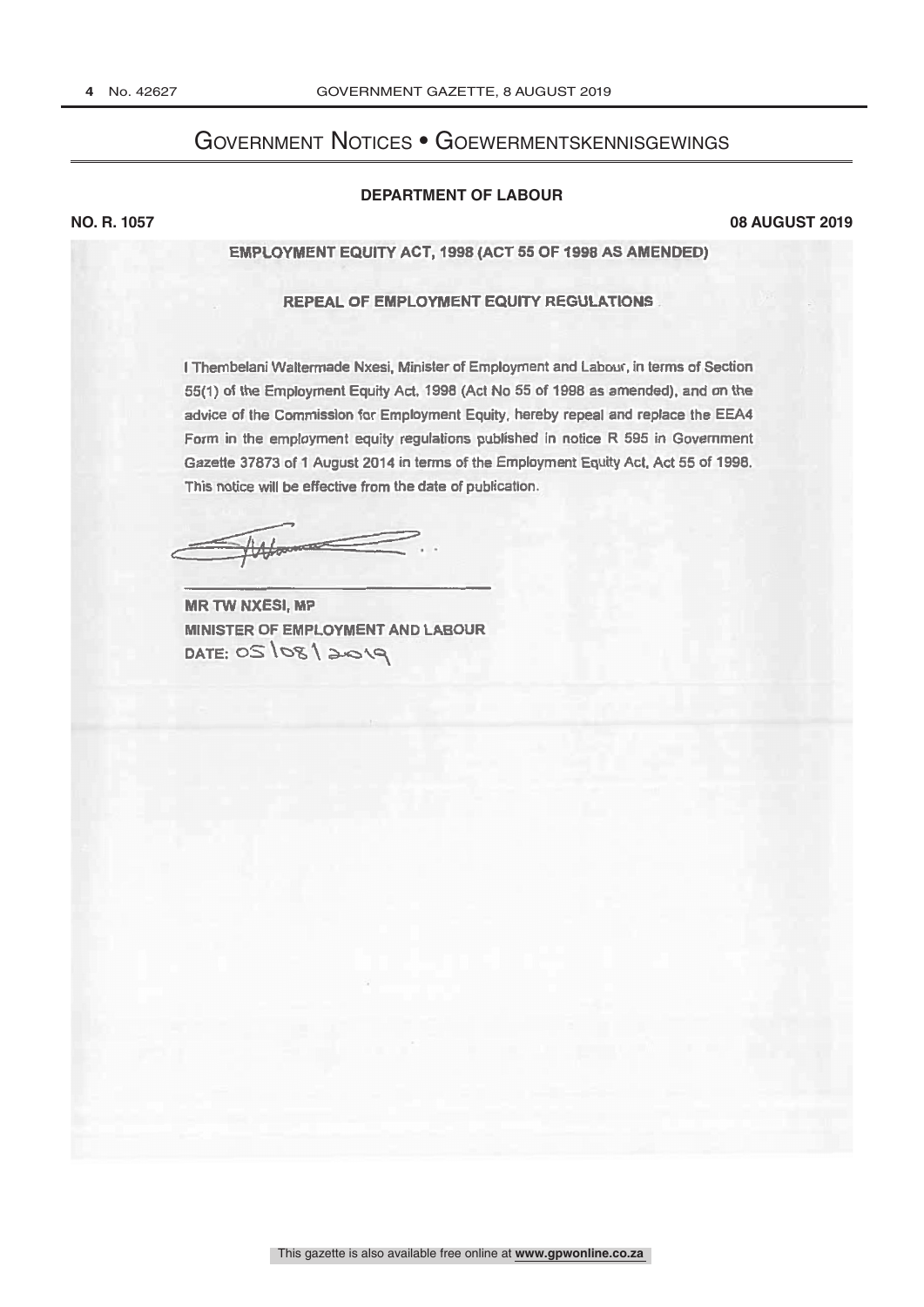# Government Notices • Goewermentskennisgewings

## DEPARTMENT OF LABOUR

**NO. R. 1057** **08 AUGUST 2019**

### EMPLOYMENT EQUITY ACT, 1998 (ACT 55 OF 1998 AS AMENDED)

### REPEAL OF EMPLOYMENT EQUITY REGULATIONS

I Thembelani Waltermade Nxesi, Minister of Employment and Labour, in terms of Section 55(1) of the Employment Equity Act, 1998 (Act No 55 of 1998 as amended), and on the advice of the Commission for Employment Equity, hereby repeal and replace the EEA4 Form in the employment equity regulations published in notice R 595 in Government Gazette 37873 of 1 August 2014 in terms of the Employment Equity Act, Act 55 of 1998. This notice will be effective from the date of publication.

**MR TW NXESI, MP**
**MINISTER OF EMPLOYMENT AND LABOUR**
**DATE:** 05/08/2019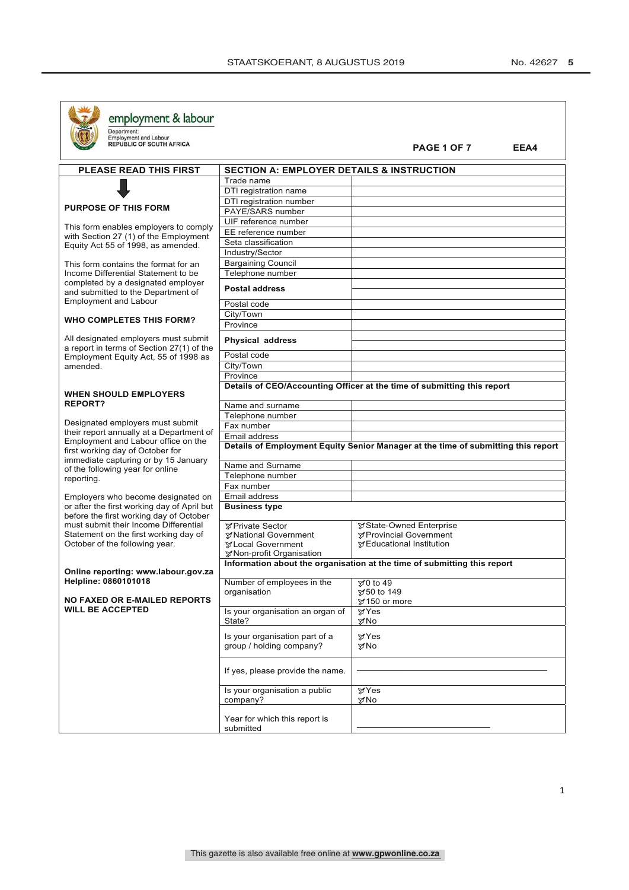employment & labour

Department:
Employment and Labour
**REPUBLIC OF SOUTH AFRICA**

**PAGE 1 OF 7** **EEA4**

## PLEASE READ THIS FIRST

### PURPOSE OF THIS FORM

This form enables employers to comply with Section 27 (1) of the Employment Equity Act 55 of 1998, as amended.

This form contains the format for an Income Differential Statement to be completed by a designated employer and submitted to the Department of Employment and Labour

### WHO COMPLETES THIS FORM?

All designated employers must submit a report in terms of Section 27(1) of the Employment Equity Act, 55 of 1998 as amended.

### WHEN SHOULD EMPLOYERS REPORT?

Designated employers must submit their report annually at a Department of Employment and Labour office on the first working day of October for immediate capturing or by 15 January of the following year for online reporting.

Employers who become designated on or after the first working day of April but before the first working day of October must submit their Income Differential Statement on the first working day of October of the following year.

**Online reporting: www.labour.gov.za**
**Helpline: 0860101018**

**NO FAXED OR E-MAILED REPORTS WILL BE ACCEPTED**

## SECTION A: EMPLOYER DETAILS & INSTRUCTION

| | |
|---|---|
| Trade name | |
| DTI registration name | |
| DTI registration number | |
| PAYE/SARS number | |
| UIF reference number | |
| EE reference number | |
| Seta classification | |
| Industry/Sector | |
| Bargaining Council | |
| Telephone number | |
| **Postal address** | |
| Postal code | |
| City/Town | |
| Province | |
| **Physical address** | |
| Postal code | |
| City/Town | |
| Province | |

**Details of CEO/Accounting Officer at the time of submitting this report**

| | |
|---|---|
| Name and surname | |
| Telephone number | |
| Fax number | |
| Email address | |

**Details of Employment Equity Senior Manager at the time of submitting this report**

| | |
|---|---|
| Name and Surname | |
| Telephone number | |
| Fax number | |
| Email address | |

**Business type**

| | |
|---|---|
| ☐ Private Sector<br>☐ National Government<br>☐ Local Government<br>☐ Non-profit Organisation | ☐ State-Owned Enterprise<br>☐ Provincial Government<br>☐ Educational Institution |

**Information about the organisation at the time of submitting this report**

| | |
|---|---|
| Number of employees in the organisation | ☐ 0 to 49<br>☐ 50 to 149<br>☐ 150 or more |
| Is your organisation an organ of State? | ☐ Yes<br>☐ No |
| Is your organisation part of a group / holding company? | ☐ Yes<br>☐ No |
| If yes, please provide the name. | |
| Is your organisation a public company? | ☐ Yes<br>☐ No |
| Year for which this report is submitted | |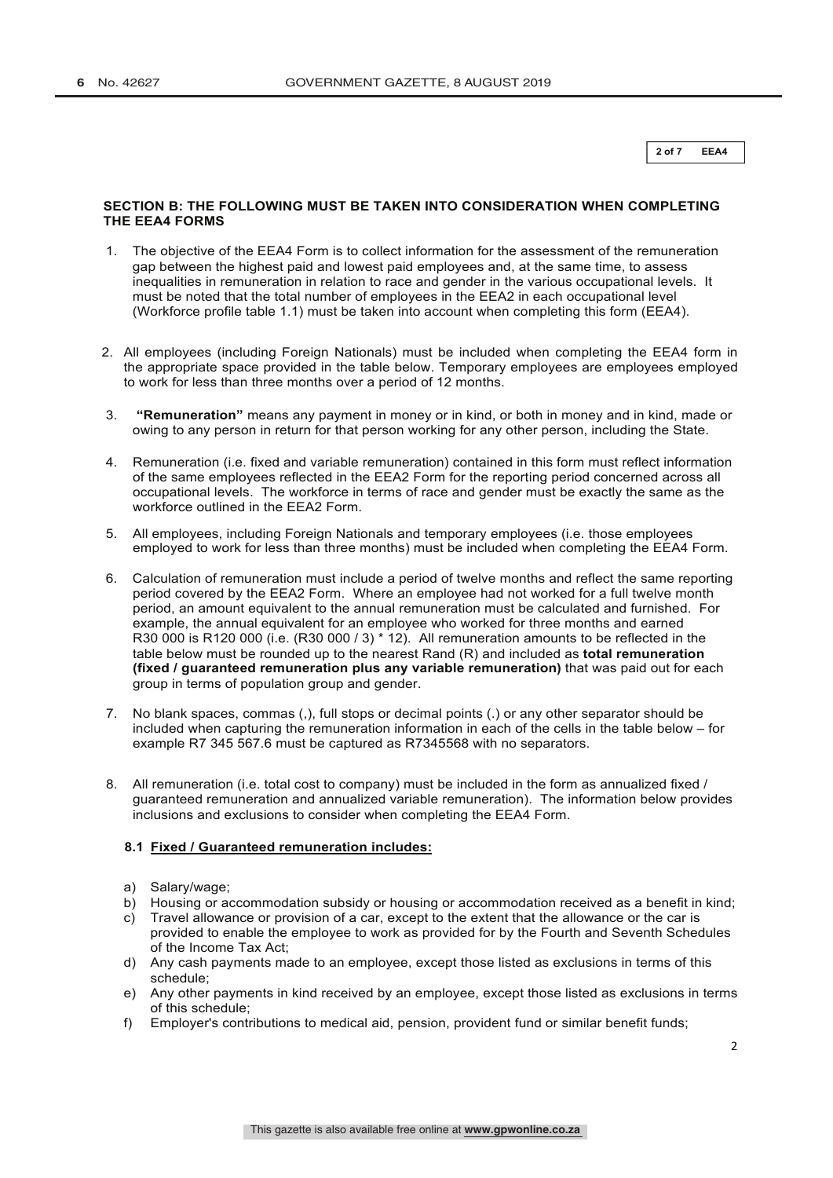## SECTION B: THE FOLLOWING MUST BE TAKEN INTO CONSIDERATION WHEN COMPLETING THE EEA4 FORMS

1. The objective of the EEA4 Form is to collect information for the assessment of the remuneration gap between the highest paid and lowest paid employees and, at the same time, to assess inequalities in remuneration in relation to race and gender in the various occupational levels. It must be noted that the total number of employees in the EEA2 in each occupational level (Workforce profile table 1.1) must be taken into account when completing this form (EEA4).

2. All employees (including Foreign Nationals) must be included when completing the EEA4 form in the appropriate space provided in the table below. Temporary employees are employees employed to work for less than three months over a period of 12 months.

3. **"Remuneration"** means any payment in money or in kind, or both in money and in kind, made or owing to any person in return for that person working for any other person, including the State.

4. Remuneration (i.e. fixed and variable remuneration) contained in this form must reflect information of the same employees reflected in the EEA2 Form for the reporting period concerned across all occupational levels. The workforce in terms of race and gender must be exactly the same as the workforce outlined in the EEA2 Form.

5. All employees, including Foreign Nationals and temporary employees (i.e. those employees employed to work for less than three months) must be included when completing the EEA4 Form.

6. Calculation of remuneration must include a period of twelve months and reflect the same reporting period covered by the EEA2 Form. Where an employee had not worked for a full twelve month period, an amount equivalent to the annual remuneration must be calculated and furnished. For example, the annual equivalent for an employee who worked for three months and earned R30 000 is R120 000 (i.e. (R30 000 / 3) * 12). All remuneration amounts to be reflected in the table below must be rounded up to the nearest Rand (R) and included as **total remuneration (fixed / guaranteed remuneration plus any variable remuneration)** that was paid out for each group in terms of population group and gender.

7. No blank spaces, commas (,), full stops or decimal points (.) or any other separator should be included when capturing the remuneration information in each of the cells in the table below – for example R7 345 567.6 must be captured as R7345568 with no separators.

8. All remuneration (i.e. total cost to company) must be included in the form as annualized fixed / guaranteed remuneration and annualized variable remuneration). The information below provides inclusions and exclusions to consider when completing the EEA4 Form.

### 8.1 Fixed / Guaranteed remuneration includes:

a) Salary/wage;
b) Housing or accommodation subsidy or housing or accommodation received as a benefit in kind;
c) Travel allowance or provision of a car, except to the extent that the allowance or the car is provided to enable the employee to work as provided for by the Fourth and Seventh Schedules of the Income Tax Act;
d) Any cash payments made to an employee, except those listed as exclusions in terms of this schedule;
e) Any other payments in kind received by an employee, except those listed as exclusions in terms of this schedule;
f) Employer's contributions to medical aid, pension, provident fund or similar benefit funds;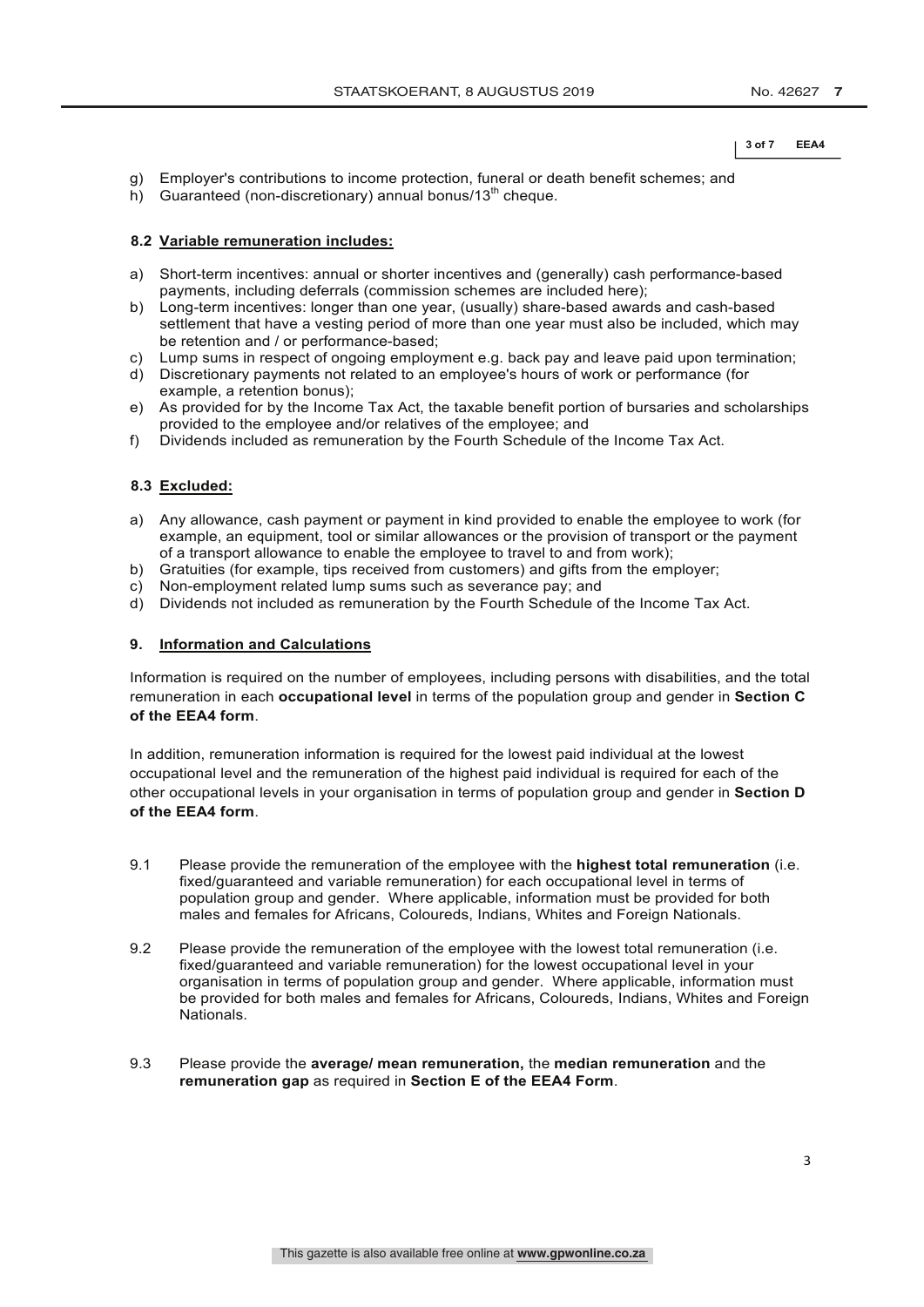g) Employer's contributions to income protection, funeral or death benefit schemes; and
h) Guaranteed (non-discretionary) annual bonus/13th cheque.

**8.2 Variable remuneration includes:**

a) Short-term incentives: annual or shorter incentives and (generally) cash performance-based payments, including deferrals (commission schemes are included here);
b) Long-term incentives: longer than one year, (usually) share-based awards and cash-based settlement that have a vesting period of more than one year must also be included, which may be retention and / or performance-based;
c) Lump sums in respect of ongoing employment e.g. back pay and leave paid upon termination;
d) Discretionary payments not related to an employee's hours of work or performance (for example, a retention bonus);
e) As provided for by the Income Tax Act, the taxable benefit portion of bursaries and scholarships provided to the employee and/or relatives of the employee; and
f) Dividends included as remuneration by the Fourth Schedule of the Income Tax Act.

**8.3 Excluded:**

a) Any allowance, cash payment or payment in kind provided to enable the employee to work (for example, an equipment, tool or similar allowances or the provision of transport or the payment of a transport allowance to enable the employee to travel to and from work);
b) Gratuities (for example, tips received from customers) and gifts from the employer;
c) Non-employment related lump sums such as severance pay; and
d) Dividends not included as remuneration by the Fourth Schedule of the Income Tax Act.

**9. Information and Calculations**

Information is required on the number of employees, including persons with disabilities, and the total remuneration in each **occupational level** in terms of the population group and gender in **Section C of the EEA4 form**.

In addition, remuneration information is required for the lowest paid individual at the lowest occupational level and the remuneration of the highest paid individual is required for each of the other occupational levels in your organisation in terms of population group and gender in **Section D of the EEA4 form**.

9.1 Please provide the remuneration of the employee with the **highest total remuneration** (i.e. fixed/guaranteed and variable remuneration) for each occupational level in terms of population group and gender. Where applicable, information must be provided for both males and females for Africans, Coloureds, Indians, Whites and Foreign Nationals.

9.2 Please provide the remuneration of the employee with the lowest total remuneration (i.e. fixed/guaranteed and variable remuneration) for the lowest occupational level in your organisation in terms of population group and gender. Where applicable, information must be provided for both males and females for Africans, Coloureds, Indians, Whites and Foreign Nationals.

9.3 Please provide the **average/ mean remuneration,** the **median remuneration** and the **remuneration gap** as required in **Section E of the EEA4 Form**.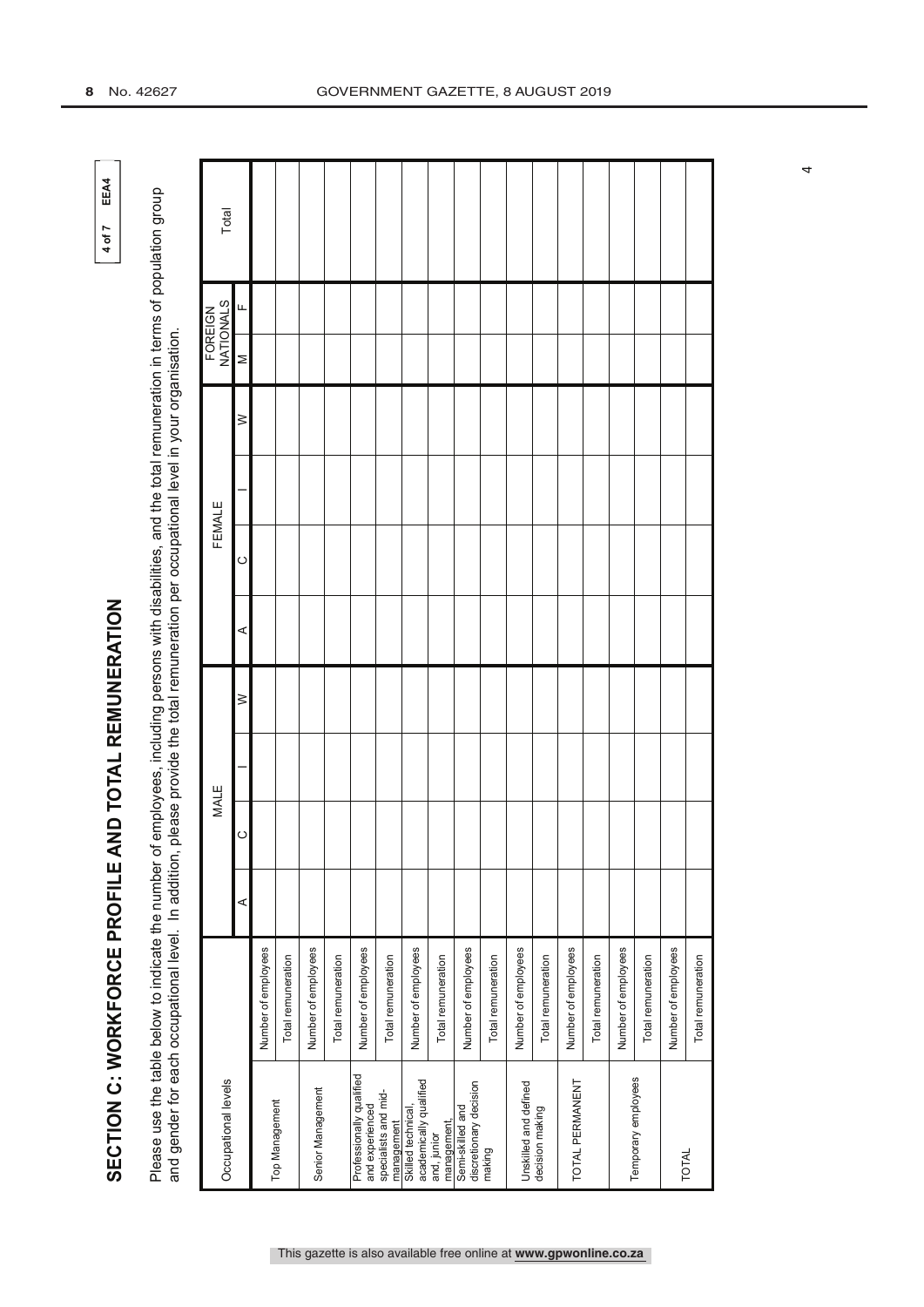4 of 7 EEA4

# SECTION C: WORKFORCE PROFILE AND TOTAL REMUNERATION

Please use the table below to indicate the number of employees, including persons with disabilities, and the total remuneration in terms of population group and gender for each occupational level. In addition, please provide the total remuneration per occupational level in your organisation.

| Occupational levels | | MALE | | | | FEMALE | | | | FOREIGN NATIONALS | | Total |
|---|---|---|---|---|---|---|---|---|---|---|---|---|
| | | A | C | I | W | A | C | I | W | M | F | |
| Top Management | Number of employees | | | | | | | | | | | |
| | Total remuneration | | | | | | | | | | | |
| Senior Management | Number of employees | | | | | | | | | | | |
| | Total remuneration | | | | | | | | | | | |
| Professionally qualified and experienced specialists and mid-management | Number of employees | | | | | | | | | | | |
| | Total remuneration | | | | | | | | | | | |
| Skilled technical, academically qualified and, junior management, | Number of employees | | | | | | | | | | | |
| | Total remuneration | | | | | | | | | | | |
| Semi-skilled and discretionary decision making | Number of employees | | | | | | | | | | | |
| | Total remuneration | | | | | | | | | | | |
| Unskilled and defined decision making | Number of employees | | | | | | | | | | | |
| | Total remuneration | | | | | | | | | | | |
| TOTAL PERMANENT | Number of employees | | | | | | | | | | | |
| | Total remuneration | | | | | | | | | | | |
| Temporary employees | Number of employees | | | | | | | | | | | |
| | Total remuneration | | | | | | | | | | | |
| TOTAL | Number of employees | | | | | | | | | | | |
| | Total remuneration | | | | | | | | | | | |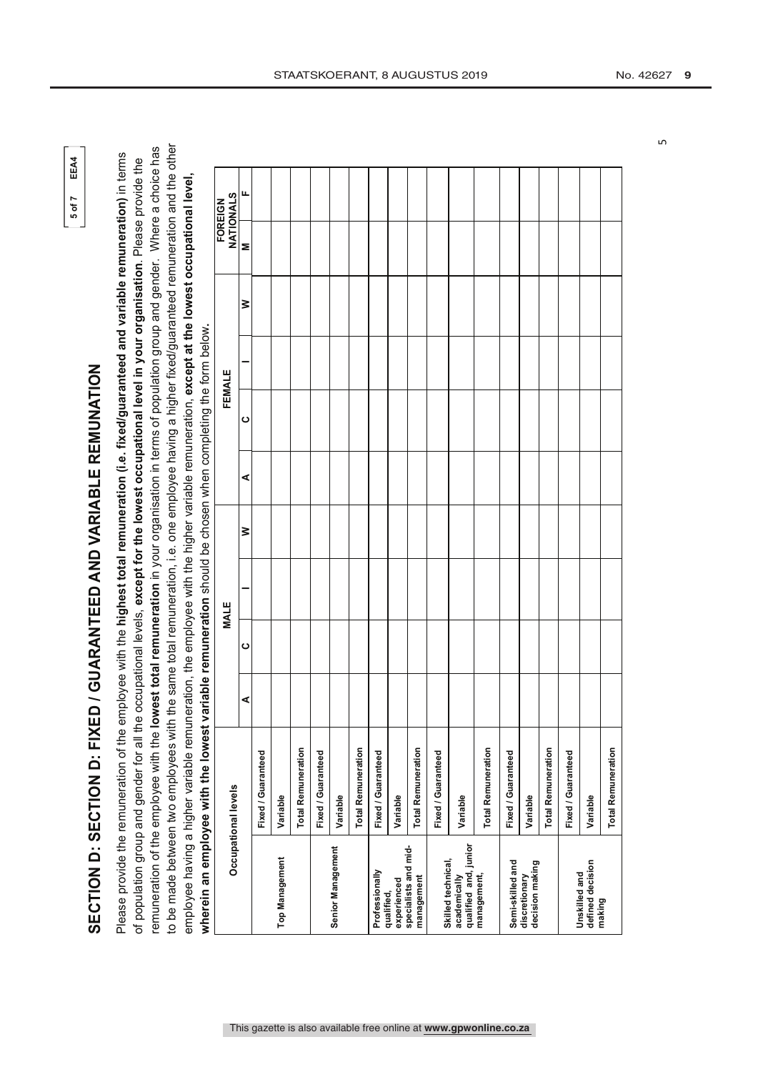# SECTION D: SECTION D: FIXED / GUARANTEED AND VARIABLE REMUNATION

Please provide the remuneration of the employee with the **highest total remuneration (i.e. fixed/guaranteed and variable remuneration)** in terms of population group and gender for all the occupational levels, **except for the lowest occupational level in your organisation**. Please provide the remuneration of the employee with the **lowest total remuneration** in your organisation in terms of population group and gender. Where a choice has to be made between two employees with the same total remuneration, i.e. one employee having a higher fixed/guaranteed remuneration and the other employee having a higher variable remuneration, the employee with the higher variable remuneration, **except at the lowest occupational level, wherein an employee with the lowest variable remuneration** should be chosen when completing the form below.

| Occupational levels | | MALE | | | | FEMALE | | | | FOREIGN NATIONALS | |
|---|---|---|---|---|---|---|---|---|---|---|---|
| | | A | C | I | W | A | C | I | W | M | F |
| Top Management | Fixed / Guaranteed | | | | | | | | | | |
| | Variable | | | | | | | | | | |
| | Total Remuneration | | | | | | | | | | |
| Senior Management | Fixed / Guaranteed | | | | | | | | | | |
| | Variable | | | | | | | | | | |
| | Total Remuneration | | | | | | | | | | |
| Professionally qualified, experienced specialists and mid-management | Fixed / Guaranteed | | | | | | | | | | |
| | Variable | | | | | | | | | | |
| | Total Remuneration | | | | | | | | | | |
| Skilled technical, academically qualified and, junior management, | Fixed / Guaranteed | | | | | | | | | | |
| | Variable | | | | | | | | | | |
| | Total Remuneration | | | | | | | | | | |
| Semi-skilled and discretionary decision making | Fixed / Guaranteed | | | | | | | | | | |
| | Variable | | | | | | | | | | |
| | Total Remuneration | | | | | | | | | | |
| Unskilled and defined decision making | Fixed / Guaranteed | | | | | | | | | | |
| | Variable | | | | | | | | | | |
| | Total Remuneration | | | | | | | | | | |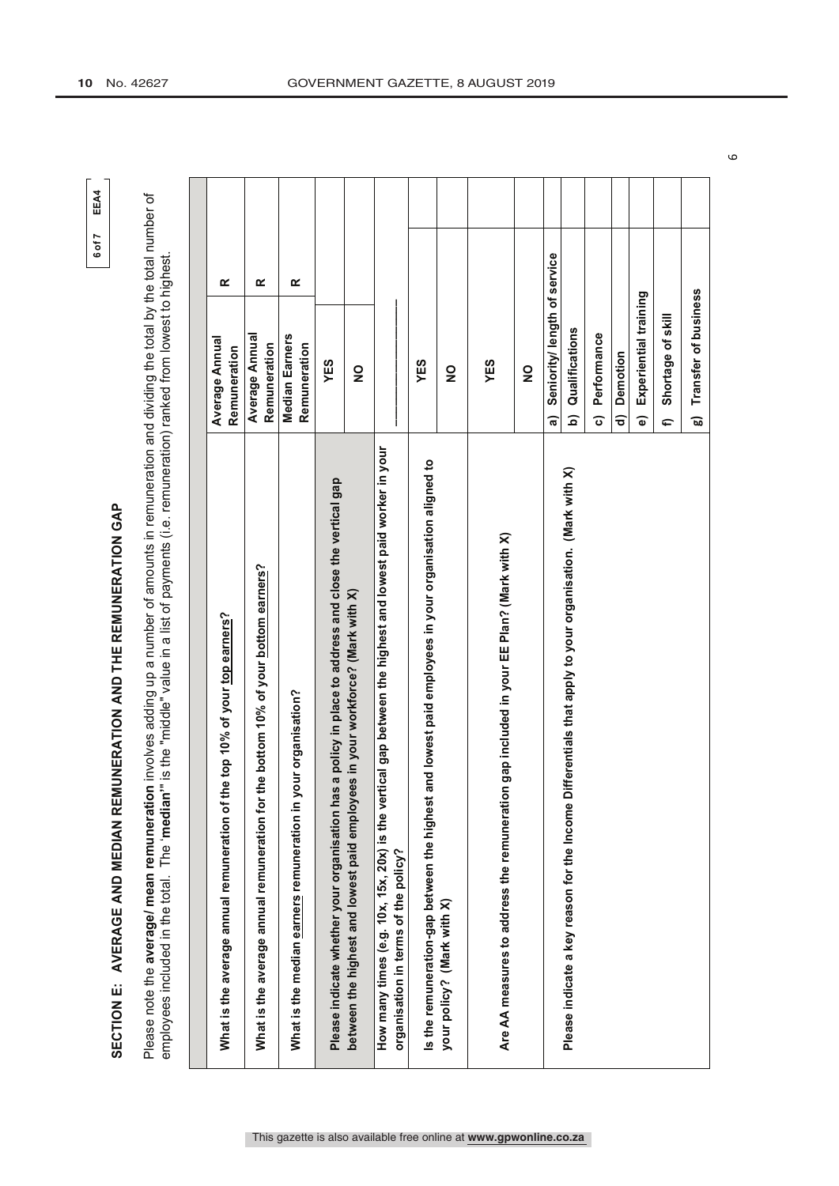## SECTION E: AVERAGE AND MEDIAN REMUNERATION AND THE REMUNERATION GAP

Please note the **average/ mean remuneration** involves adding up a number of amounts in remuneration and dividing the total by the total number of employees included in the total. The '**median'**' is the "middle" value in a list of payments (i.e. remuneration) ranked from lowest to highest.

| | | |
|---|---|---|
| **What is the average annual remuneration of the top 10% of your top earners?** | **Average Annual Remuneration** | **R** |
| **What is the average annual remuneration for the bottom 10% of your bottom earners?** | **Average Annual Remuneration** | **R** |
| **What is the median earners remuneration in your organisation?** | **Median Earners Remuneration** | **R** |
| **Please indicate whether your organisation has a policy in place to address and close the vertical gap between the highest and lowest paid employees in your workforce? (Mark with X)** | **YES** | |
| | **NO** | |
| **How many times (e.g. 10x, 15x, 20x) is the vertical gap between the highest and lowest paid worker in your organisation in terms of the policy?** | ______________ | |
| **Is the remuneration-gap between the highest and lowest paid employees in your organisation aligned to your policy? (Mark with X)** | **YES** | |
| | **NO** | |
| **Are AA measures to address the remuneration gap included in your EE Plan? (Mark with X)** | **YES** | |
| | **NO** | |
| **Please indicate a key reason for the Income Differentials that apply to your organisation. (Mark with X)** | **a) Seniority/ length of service** | |
| | **b) Qualifications** | |
| | **c) Performance** | |
| | **d) Demotion** | |
| | **e) Experiential training** | |
| | **f) Shortage of skill** | |
| | **g) Transfer of business** | |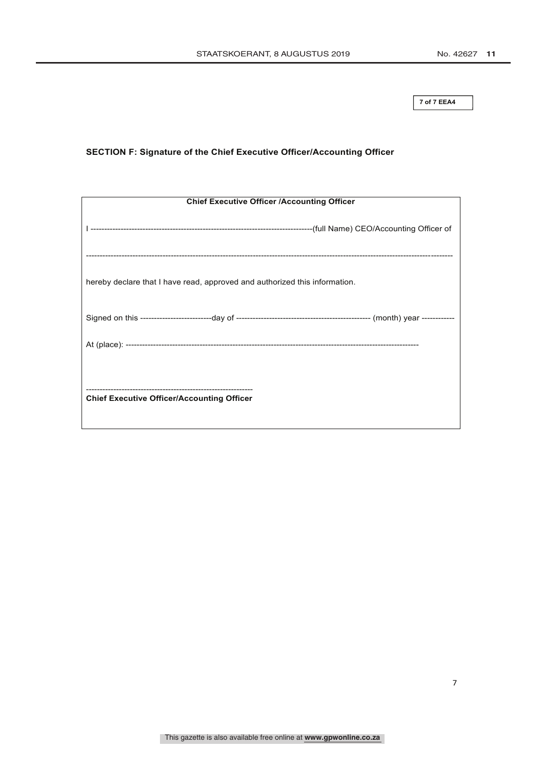7 of 7 EEA4

## SECTION F: Signature of the Chief Executive Officer/Accounting Officer

| **Chief Executive Officer /Accounting Officer** |
| --- |
| I -------------------------------------------------------------------------------------(full Name) CEO/Accounting Officer of |
| ------------------------------------------------------------------------------------------------------------------------------------- |
| hereby declare that I have read, approved and authorized this information. |
| Signed on this --------------------------day of ------------------------------------------------- (month) year ------------ |
| At (place): --------------------------------------------------------------------------------------------------------- |
| -------------------------------------------------------------<br>**Chief Executive Officer/Accounting Officer** |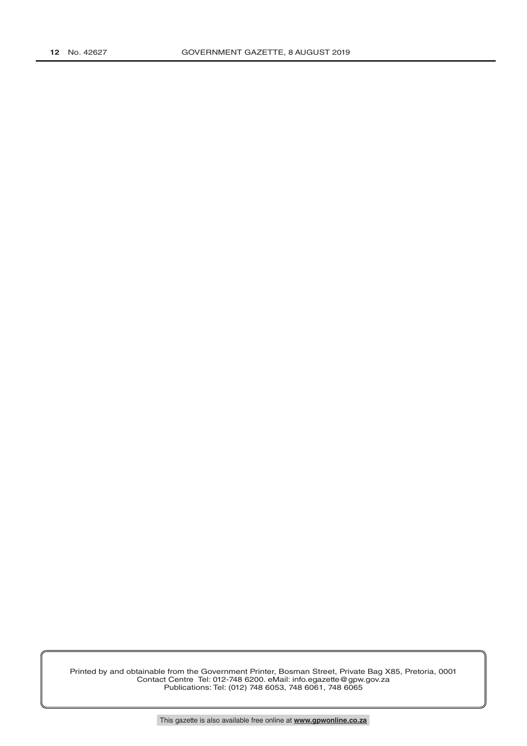Printed by and obtainable from the Government Printer, Bosman Street, Private Bag X85, Pretoria, 0001
Contact Centre Tel: 012-748 6200. eMail: info.egazette@gpw.gov.za
Publications: Tel: (012) 748 6053, 748 6061, 748 6065